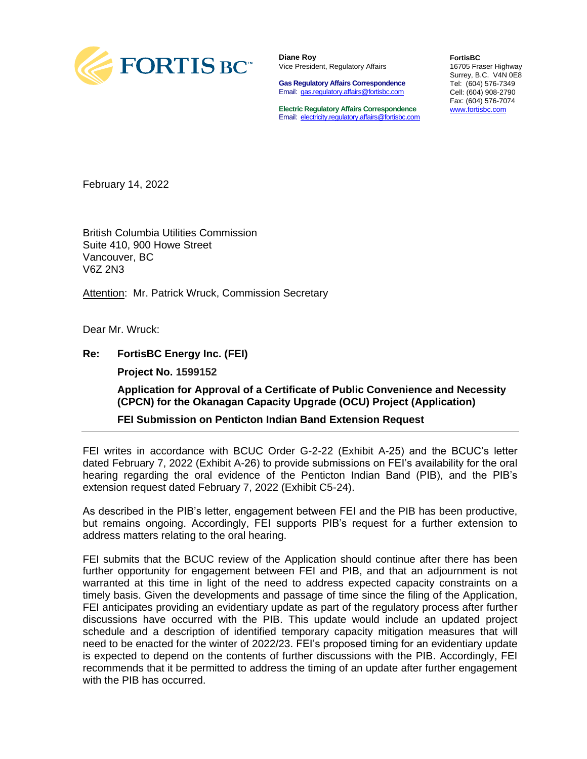**Diane Roy**
Vice President, Regulatory Affairs

**Gas Regulatory Affairs Correspondence**
Email: gas.regulatory.affairs@fortisbc.com

**Electric Regulatory Affairs Correspondence**
Email: electricity.regulatory.affairs@fortisbc.com

**FortisBC**
16705 Fraser Highway
Surrey, B.C. V4N 0E8
Tel: (604) 576-7349
Cell: (604) 908-2790
Fax: (604) 576-7074
www.fortisbc.com

February 14, 2022

British Columbia Utilities Commission
Suite 410, 900 Howe Street
Vancouver, BC
V6Z 2N3

Attention: Mr. Patrick Wruck, Commission Secretary

Dear Mr. Wruck:

**Re: FortisBC Energy Inc. (FEI)**

**Project No. 1599152**

**Application for Approval of a Certificate of Public Convenience and Necessity (CPCN) for the Okanagan Capacity Upgrade (OCU) Project (Application)**

**FEI Submission on Penticton Indian Band Extension Request**

FEI writes in accordance with BCUC Order G-2-22 (Exhibit A-25) and the BCUC's letter dated February 7, 2022 (Exhibit A-26) to provide submissions on FEI's availability for the oral hearing regarding the oral evidence of the Penticton Indian Band (PIB), and the PIB's extension request dated February 7, 2022 (Exhibit C5-24).

As described in the PIB's letter, engagement between FEI and the PIB has been productive, but remains ongoing. Accordingly, FEI supports PIB's request for a further extension to address matters relating to the oral hearing.

FEI submits that the BCUC review of the Application should continue after there has been further opportunity for engagement between FEI and PIB, and that an adjournment is not warranted at this time in light of the need to address expected capacity constraints on a timely basis. Given the developments and passage of time since the filing of the Application, FEI anticipates providing an evidentiary update as part of the regulatory process after further discussions have occurred with the PIB. This update would include an updated project schedule and a description of identified temporary capacity mitigation measures that will need to be enacted for the winter of 2022/23. FEI's proposed timing for an evidentiary update is expected to depend on the contents of further discussions with the PIB. Accordingly, FEI recommends that it be permitted to address the timing of an update after further engagement with the PIB has occurred.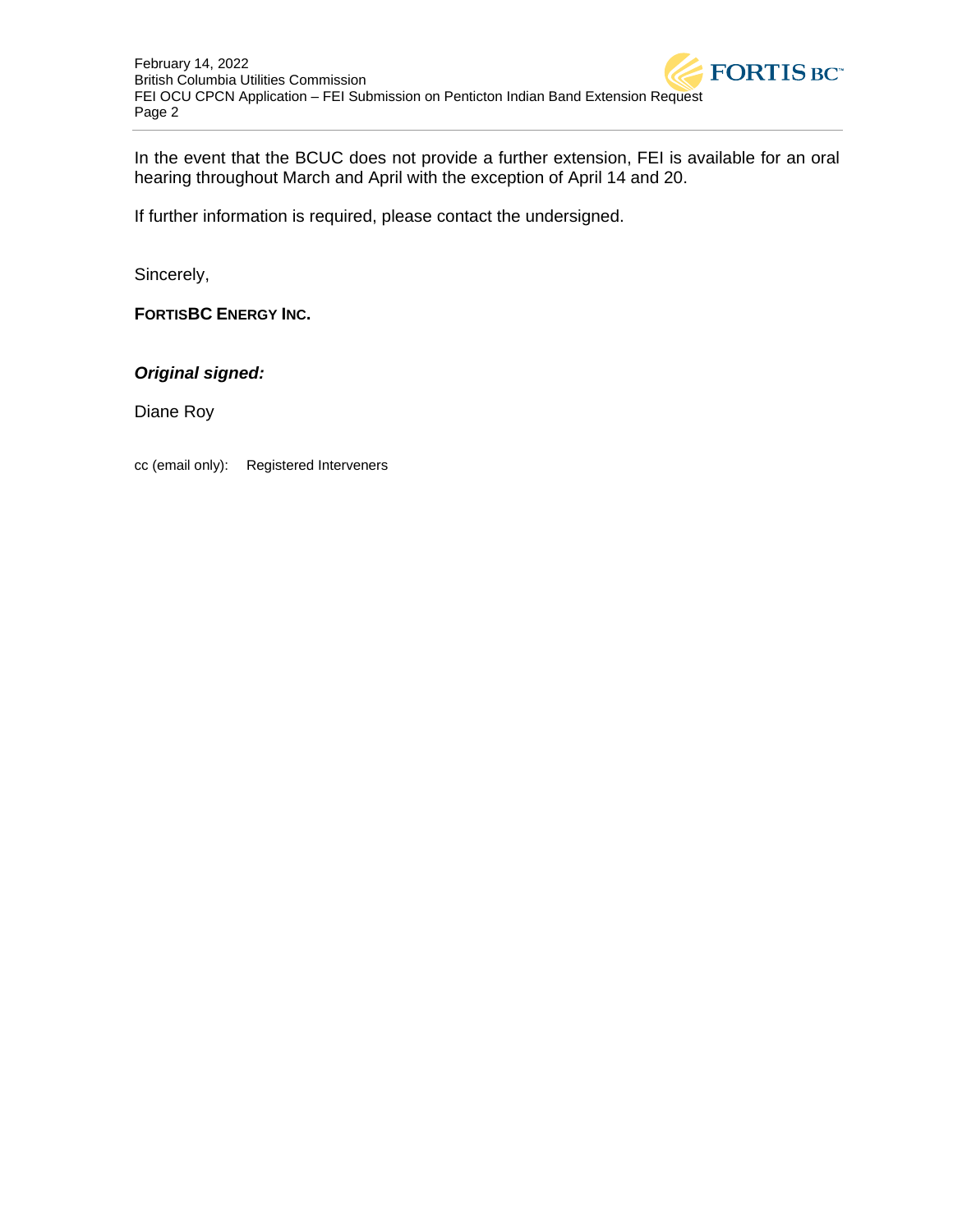In the event that the BCUC does not provide a further extension, FEI is available for an oral hearing throughout March and April with the exception of April 14 and 20.

If further information is required, please contact the undersigned.

Sincerely,

**FORTISBC ENERGY INC.**

***Original signed:***

Diane Roy

cc (email only): Registered Interveners